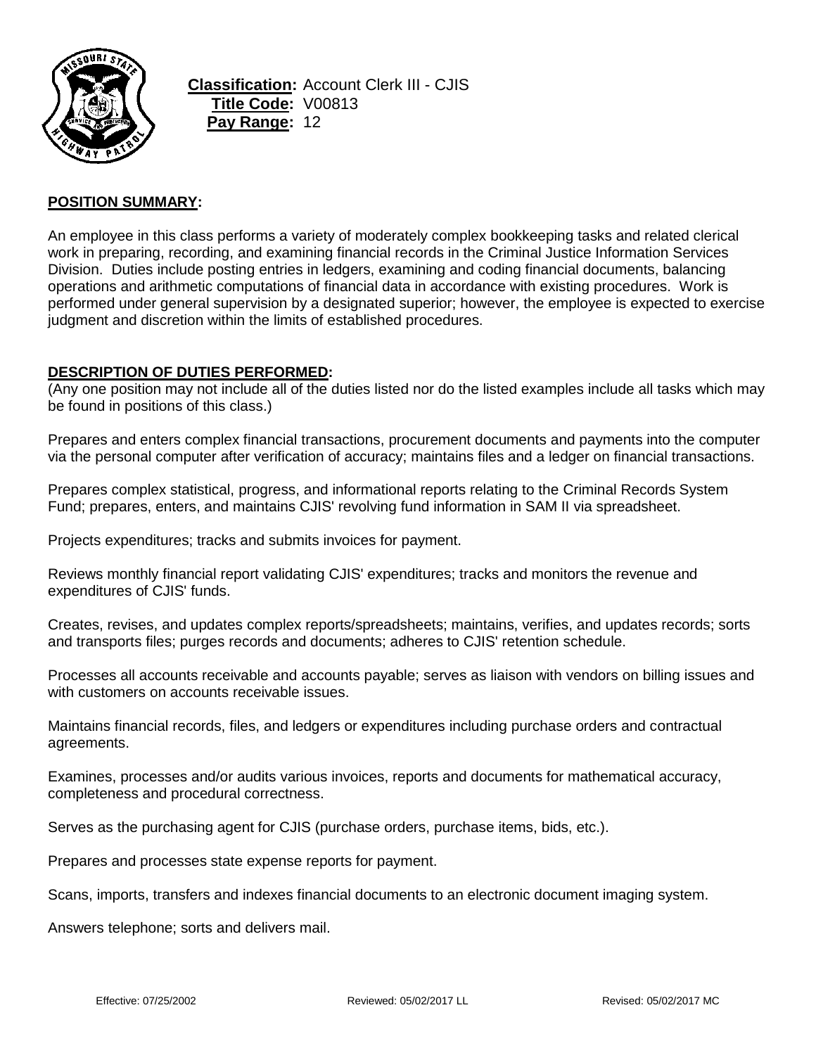**Classification:** Account Clerk III - CJIS
**Title Code:** V00813
**Pay Range:** 12

## POSITION SUMMARY:

An employee in this class performs a variety of moderately complex bookkeeping tasks and related clerical work in preparing, recording, and examining financial records in the Criminal Justice Information Services Division. Duties include posting entries in ledgers, examining and coding financial documents, balancing operations and arithmetic computations of financial data in accordance with existing procedures. Work is performed under general supervision by a designated superior; however, the employee is expected to exercise judgment and discretion within the limits of established procedures.

## DESCRIPTION OF DUTIES PERFORMED:

(Any one position may not include all of the duties listed nor do the listed examples include all tasks which may be found in positions of this class.)

Prepares and enters complex financial transactions, procurement documents and payments into the computer via the personal computer after verification of accuracy; maintains files and a ledger on financial transactions.

Prepares complex statistical, progress, and informational reports relating to the Criminal Records System Fund; prepares, enters, and maintains CJIS' revolving fund information in SAM II via spreadsheet.

Projects expenditures; tracks and submits invoices for payment.

Reviews monthly financial report validating CJIS' expenditures; tracks and monitors the revenue and expenditures of CJIS' funds.

Creates, revises, and updates complex reports/spreadsheets; maintains, verifies, and updates records; sorts and transports files; purges records and documents; adheres to CJIS' retention schedule.

Processes all accounts receivable and accounts payable; serves as liaison with vendors on billing issues and with customers on accounts receivable issues.

Maintains financial records, files, and ledgers or expenditures including purchase orders and contractual agreements.

Examines, processes and/or audits various invoices, reports and documents for mathematical accuracy, completeness and procedural correctness.

Serves as the purchasing agent for CJIS (purchase orders, purchase items, bids, etc.).

Prepares and processes state expense reports for payment.

Scans, imports, transfers and indexes financial documents to an electronic document imaging system.

Answers telephone; sorts and delivers mail.

Effective: 07/25/2002 Reviewed: 05/02/2017 LL Revised: 05/02/2017 MC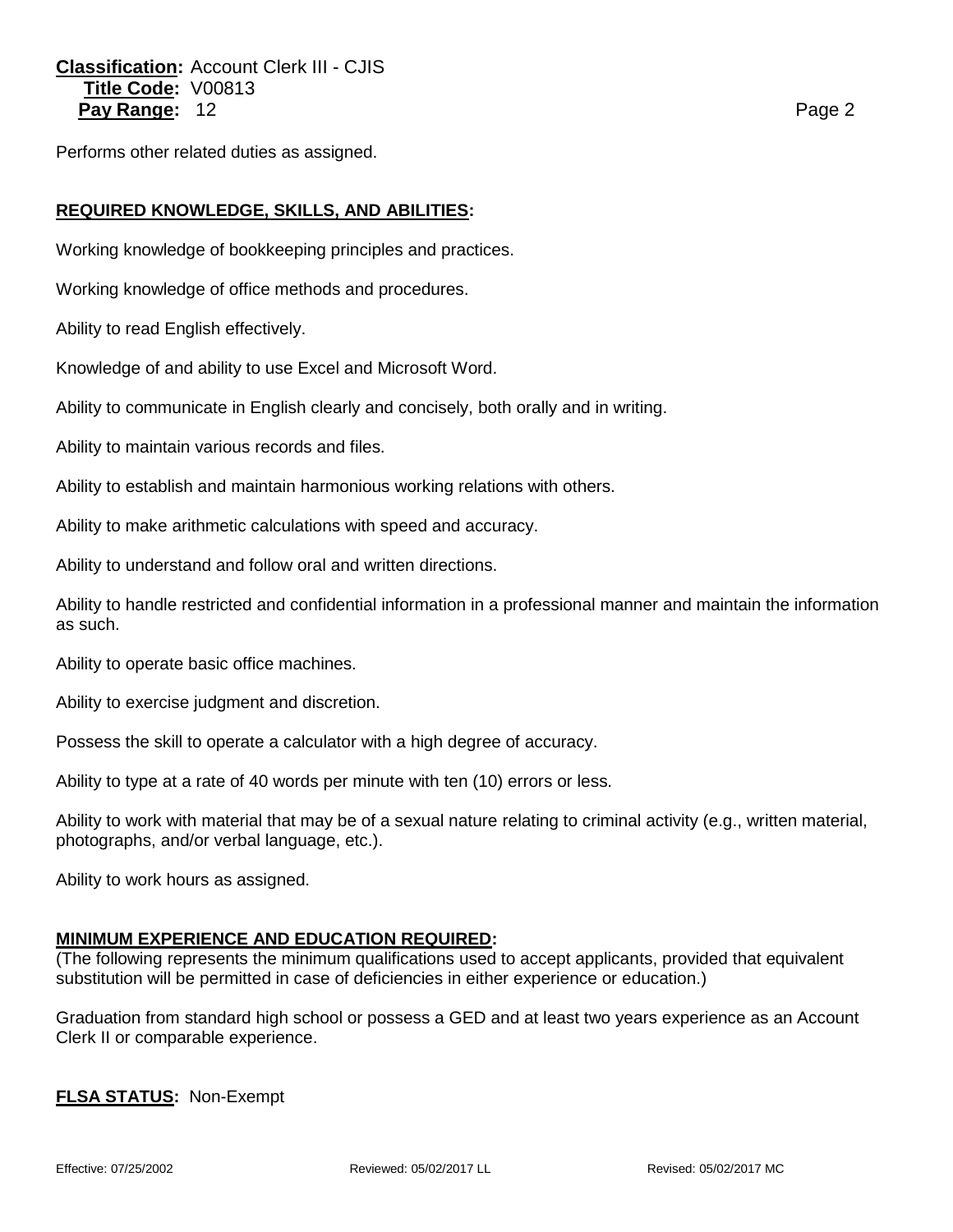Performs other related duties as assigned.

**REQUIRED KNOWLEDGE, SKILLS, AND ABILITIES:**

Working knowledge of bookkeeping principles and practices.

Working knowledge of office methods and procedures.

Ability to read English effectively.

Knowledge of and ability to use Excel and Microsoft Word.

Ability to communicate in English clearly and concisely, both orally and in writing.

Ability to maintain various records and files.

Ability to establish and maintain harmonious working relations with others.

Ability to make arithmetic calculations with speed and accuracy.

Ability to understand and follow oral and written directions.

Ability to handle restricted and confidential information in a professional manner and maintain the information as such.

Ability to operate basic office machines.

Ability to exercise judgment and discretion.

Possess the skill to operate a calculator with a high degree of accuracy.

Ability to type at a rate of 40 words per minute with ten (10) errors or less.

Ability to work with material that may be of a sexual nature relating to criminal activity (e.g., written material, photographs, and/or verbal language, etc.).

Ability to work hours as assigned.

**MINIMUM EXPERIENCE AND EDUCATION REQUIRED:**

(The following represents the minimum qualifications used to accept applicants, provided that equivalent substitution will be permitted in case of deficiencies in either experience or education.)

Graduation from standard high school or possess a GED and at least two years experience as an Account Clerk II or comparable experience.

**FLSA STATUS:** Non-Exempt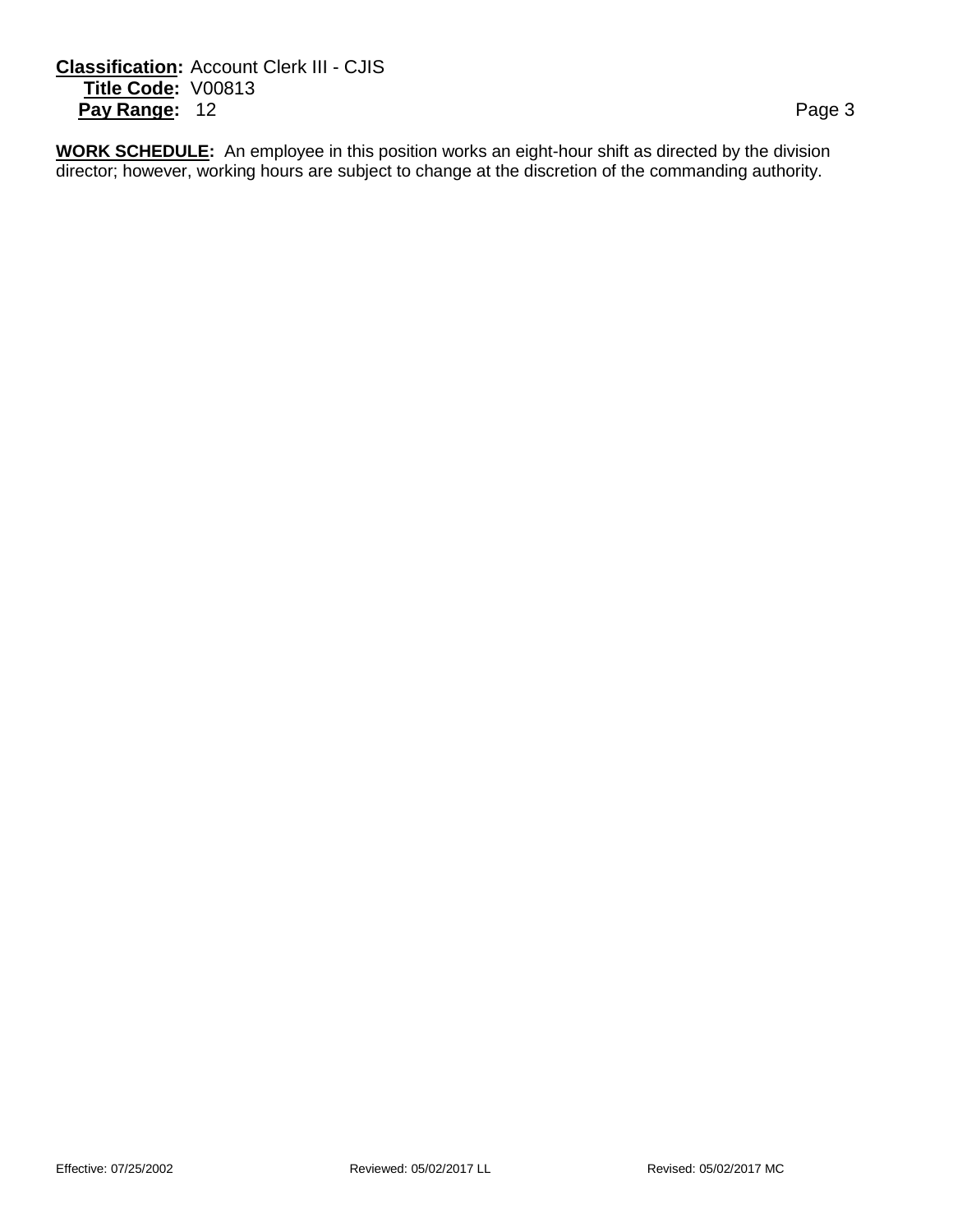**WORK SCHEDULE:** An employee in this position works an eight-hour shift as directed by the division director; however, working hours are subject to change at the discretion of the commanding authority.